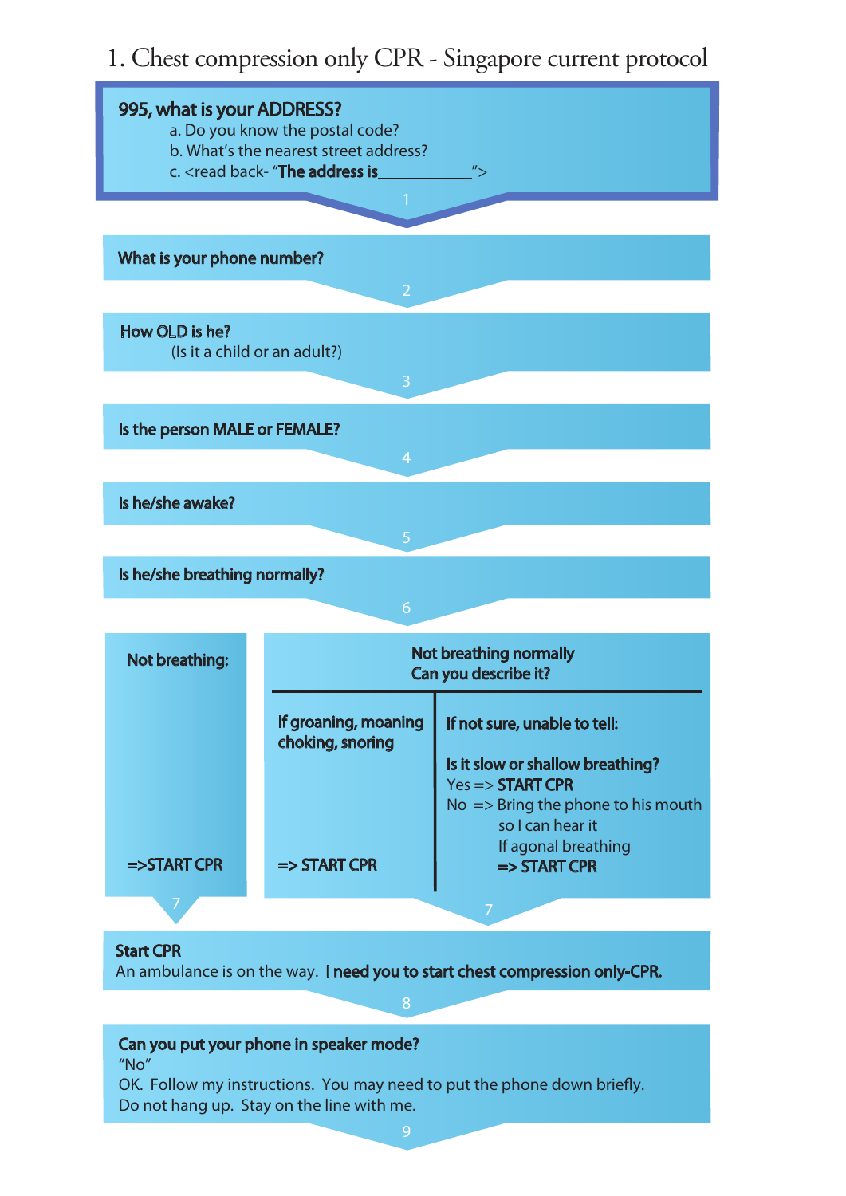# 1. Chest compression only CPR - Singapore current protocol

**995, what is your ADDRESS?**

a. Do you know the postal code?
b. What's the nearest street address?
c. <read back- "**The address is**___________">

1

**What is your phone number?**

2

**How OLD is he?**
(Is it a child or an adult?)

3

**Is the person MALE or FEMALE?**

4

**Is he/she awake?**

5

**Is he/she breathing normally?**

6

| **Not breathing:** | **Not breathing normally** **Can you describe it?** | |
|---|---|---|
| | **If groaning, moaning choking, snoring** | **If not sure, unable to tell:** **Is it slow or shallow breathing?** Yes => **START CPR** No => Bring the phone to his mouth so I can hear it If agonal breathing **=> START CPR** |
| **=>START CPR** | **=> START CPR** | |

7 7

**Start CPR**
An ambulance is on the way. **I need you to start chest compression only-CPR.**

8

**Can you put your phone in speaker mode?**
"No"
OK. Follow my instructions. You may need to put the phone down briefly.
Do not hang up. Stay on the line with me.

9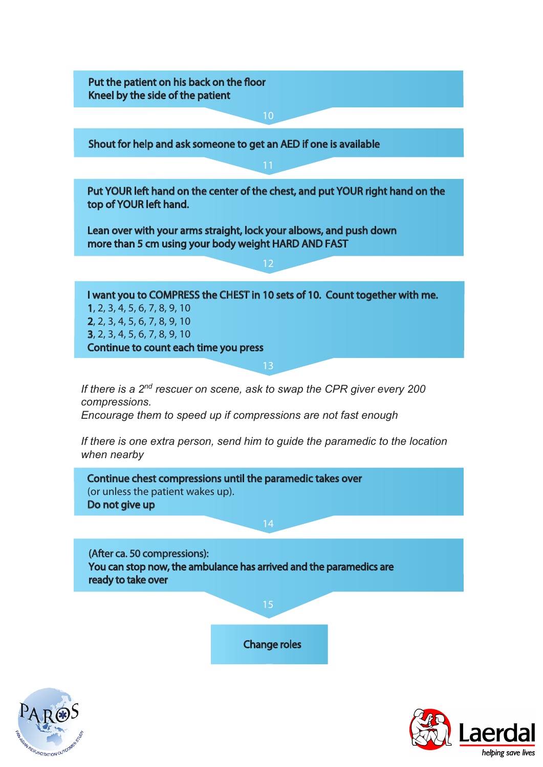**Put the patient on his back on the floor**
**Kneel by the side of the patient**

10

**Shout for help and ask someone to get an AED if one is available**

11

**Put YOUR left hand on the center of the chest, and put YOUR right hand on the top of YOUR left hand.**

**Lean over with your arms straight, lock your albows, and push down more than 5 cm using your body weight HARD AND FAST**

12

**I want you to COMPRESS the CHEST in 10 sets of 10. Count together with me.**
**1**, 2, 3, 4, 5, 6, 7, 8, 9, 10
**2**, 2, 3, 4, 5, 6, 7, 8, 9, 10
**3**, 2, 3, 4, 5, 6, 7, 8, 9, 10
**Continue to count each time you press**

13

*If there is a 2nd rescuer on scene, ask to swap the CPR giver every 200 compressions.*
*Encourage them to speed up if compressions are not fast enough*

*If there is one extra person, send him to guide the paramedic to the location when nearby*

**Continue chest compressions until the paramedic takes over**
(or unless the patient wakes up).
**Do not give up**

14

(After ca. 50 compressions):
**You can stop now, the ambulance has arrived and the paramedics are ready to take over**

15

**Change roles**

PAROS PAN-ASIAN RESUSCITATION OUTCOMES STUDY

Laerdal helping save lives